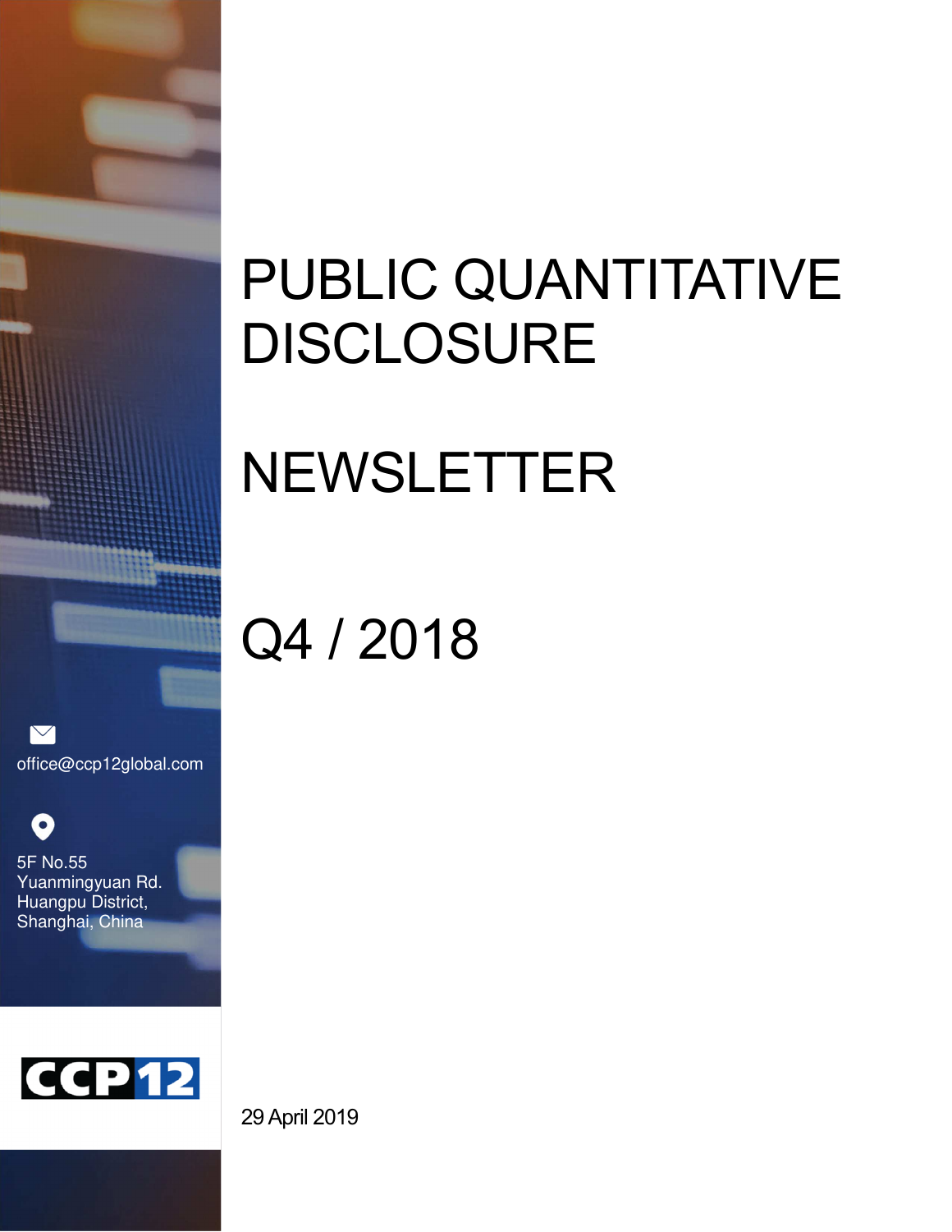# PUBLIC QUANTITATIVE DISCLOSURE

# NEWSLETTER

# Q4 / 2018

office@ccp12global.com

5F No.55
Yuanmingyuan Rd.
Huangpu District,
Shanghai, China

CCP12

29 April 2019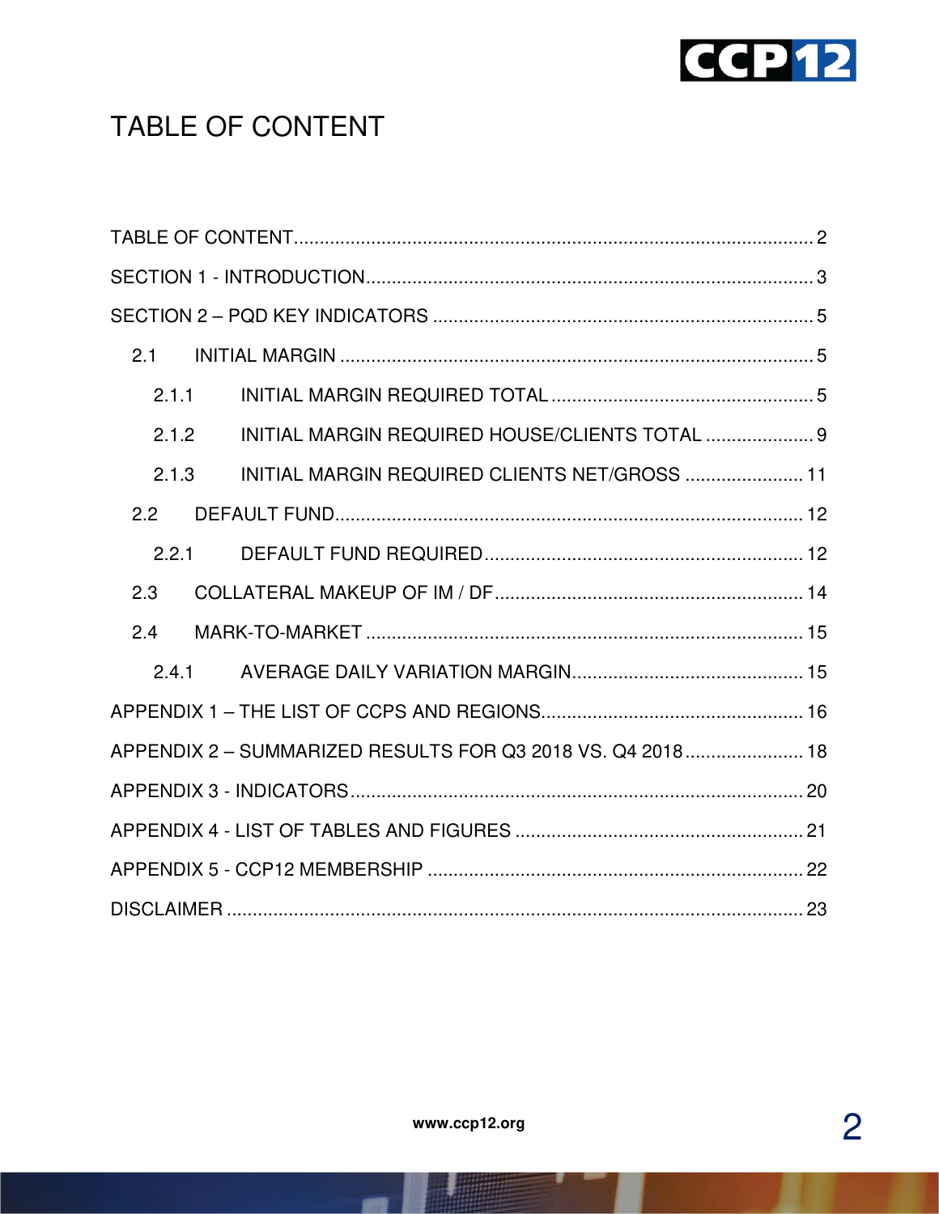# TABLE OF CONTENT

TABLE OF CONTENT .......... 2

SECTION 1 - INTRODUCTION .......... 3

SECTION 2 – PQD KEY INDICATORS .......... 5

- 2.1 INITIAL MARGIN .......... 5
  - 2.1.1 INITIAL MARGIN REQUIRED TOTAL .......... 5
  - 2.1.2 INITIAL MARGIN REQUIRED HOUSE/CLIENTS TOTAL .......... 9
  - 2.1.3 INITIAL MARGIN REQUIRED CLIENTS NET/GROSS .......... 11
- 2.2 DEFAULT FUND .......... 12
  - 2.2.1 DEFAULT FUND REQUIRED .......... 12
- 2.3 COLLATERAL MAKEUP OF IM / DF .......... 14
- 2.4 MARK-TO-MARKET .......... 15
  - 2.4.1 AVERAGE DAILY VARIATION MARGIN .......... 15

APPENDIX 1 – THE LIST OF CCPS AND REGIONS .......... 16

APPENDIX 2 – SUMMARIZED RESULTS FOR Q3 2018 VS. Q4 2018 .......... 18

APPENDIX 3 - INDICATORS .......... 20

APPENDIX 4 - LIST OF TABLES AND FIGURES .......... 21

APPENDIX 5 - CCP12 MEMBERSHIP .......... 22

DISCLAIMER .......... 23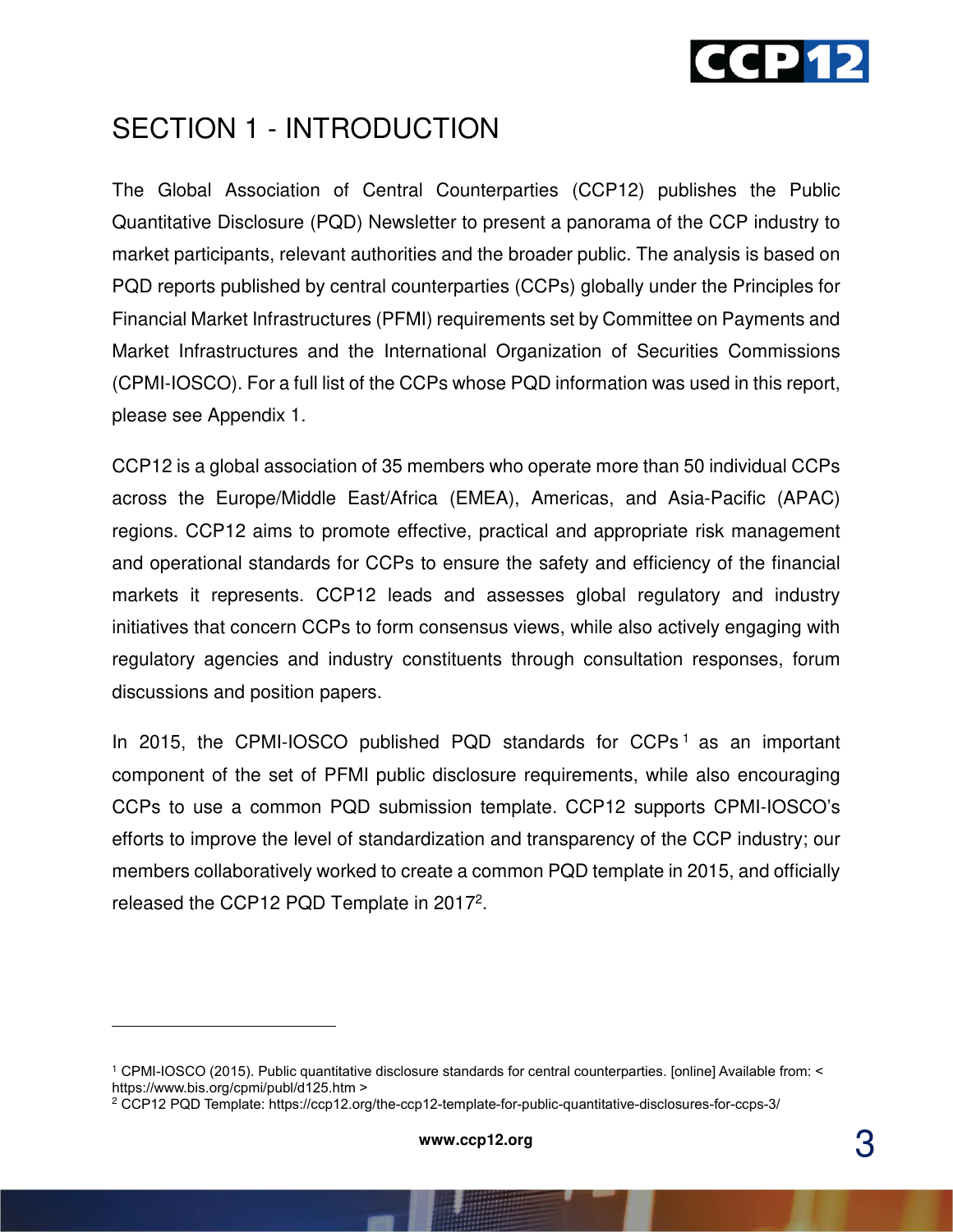# SECTION 1 - INTRODUCTION

The Global Association of Central Counterparties (CCP12) publishes the Public Quantitative Disclosure (PQD) Newsletter to present a panorama of the CCP industry to market participants, relevant authorities and the broader public. The analysis is based on PQD reports published by central counterparties (CCPs) globally under the Principles for Financial Market Infrastructures (PFMI) requirements set by Committee on Payments and Market Infrastructures and the International Organization of Securities Commissions (CPMI-IOSCO). For a full list of the CCPs whose PQD information was used in this report, please see Appendix 1.

CCP12 is a global association of 35 members who operate more than 50 individual CCPs across the Europe/Middle East/Africa (EMEA), Americas, and Asia-Pacific (APAC) regions. CCP12 aims to promote effective, practical and appropriate risk management and operational standards for CCPs to ensure the safety and efficiency of the financial markets it represents. CCP12 leads and assesses global regulatory and industry initiatives that concern CCPs to form consensus views, while also actively engaging with regulatory agencies and industry constituents through consultation responses, forum discussions and position papers.

In 2015, the CPMI-IOSCO published PQD standards for CCPs[1] as an important component of the set of PFMI public disclosure requirements, while also encouraging CCPs to use a common PQD submission template. CCP12 supports CPMI-IOSCO's efforts to improve the level of standardization and transparency of the CCP industry; our members collaboratively worked to create a common PQD template in 2015, and officially released the CCP12 PQD Template in 2017[2].

---

[1] CPMI-IOSCO (2015). Public quantitative disclosure standards for central counterparties. [online] Available from: < https://www.bis.org/cpmi/publ/d125.htm >

[2] CCP12 PQD Template: https://ccp12.org/the-ccp12-template-for-public-quantitative-disclosures-for-ccps-3/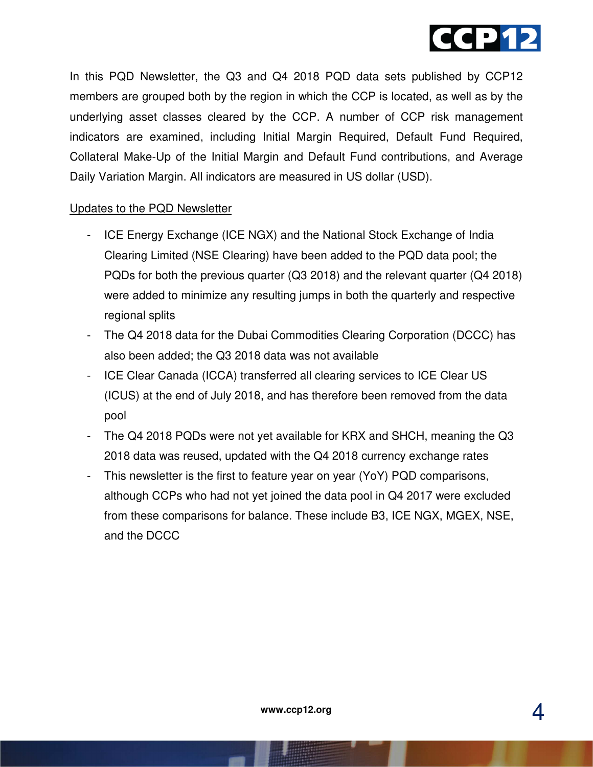In this PQD Newsletter, the Q3 and Q4 2018 PQD data sets published by CCP12 members are grouped both by the region in which the CCP is located, as well as by the underlying asset classes cleared by the CCP. A number of CCP risk management indicators are examined, including Initial Margin Required, Default Fund Required, Collateral Make-Up of the Initial Margin and Default Fund contributions, and Average Daily Variation Margin. All indicators are measured in US dollar (USD).

<u>Updates to the PQD Newsletter</u>

- ICE Energy Exchange (ICE NGX) and the National Stock Exchange of India Clearing Limited (NSE Clearing) have been added to the PQD data pool; the PQDs for both the previous quarter (Q3 2018) and the relevant quarter (Q4 2018) were added to minimize any resulting jumps in both the quarterly and respective regional splits
- The Q4 2018 data for the Dubai Commodities Clearing Corporation (DCCC) has also been added; the Q3 2018 data was not available
- ICE Clear Canada (ICCA) transferred all clearing services to ICE Clear US (ICUS) at the end of July 2018, and has therefore been removed from the data pool
- The Q4 2018 PQDs were not yet available for KRX and SHCH, meaning the Q3 2018 data was reused, updated with the Q4 2018 currency exchange rates
- This newsletter is the first to feature year on year (YoY) PQD comparisons, although CCPs who had not yet joined the data pool in Q4 2017 were excluded from these comparisons for balance. These include B3, ICE NGX, MGEX, NSE, and the DCCC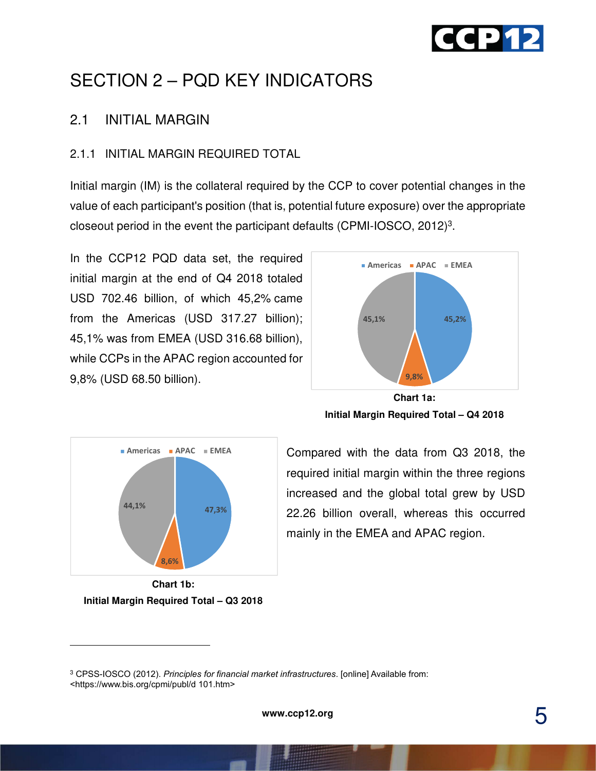# SECTION 2 – PQD KEY INDICATORS

## 2.1 INITIAL MARGIN

### 2.1.1 INITIAL MARGIN REQUIRED TOTAL

Initial margin (IM) is the collateral required by the CCP to cover potential changes in the value of each participant's position (that is, potential future exposure) over the appropriate closeout period in the event the participant defaults (CPMI-IOSCO, 2012)[3].

In the CCP12 PQD data set, the required initial margin at the end of Q4 2018 totaled USD 702.46 billion, of which 45,2% came from the Americas (USD 317.27 billion); 45,1% was from EMEA (USD 316.68 billion), while CCPs in the APAC region accounted for 9,8% (USD 68.50 billion).

**Chart 1a:**
**Initial Margin Required Total – Q4 2018**

Compared with the data from Q3 2018, the required initial margin within the three regions increased and the global total grew by USD 22.26 billion overall, whereas this occurred mainly in the EMEA and APAC region.

**Chart 1b:**
**Initial Margin Required Total – Q3 2018**

---

[3] CPSS-IOSCO (2012). *Principles for financial market infrastructures*. [online] Available from: <https://www.bis.org/cpmi/publ/d 101.htm>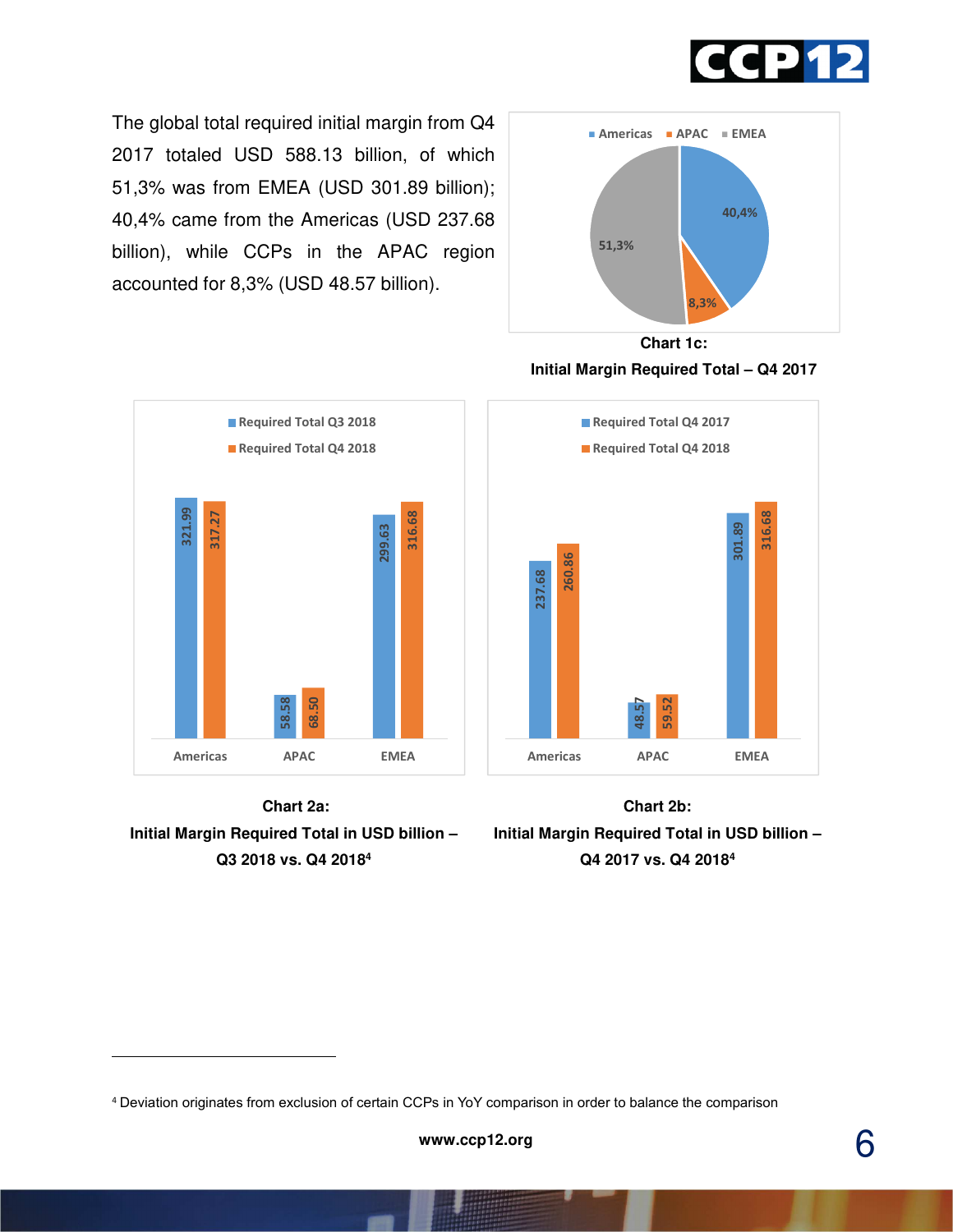The global total required initial margin from Q4 2017 totaled USD 588.13 billion, of which 51,3% was from EMEA (USD 301.89 billion); 40,4% came from the Americas (USD 237.68 billion), while CCPs in the APAC region accounted for 8,3% (USD 48.57 billion).

| Region | Share |
|---|---|
| Americas | 40,4% |
| APAC | 8,3% |
| EMEA | 51,3% |

**Chart 1c:**
**Initial Margin Required Total – Q4 2017**

| | Required Total Q3 2018 | Required Total Q4 2018 |
|---|---|---|
| Americas | 321.99 | 317.27 |
| APAC | 58.58 | 68.50 |
| EMEA | 299.63 | 316.68 |

**Chart 2a:**
**Initial Margin Required Total in USD billion – Q3 2018 vs. Q4 2018[4]**

| | Required Total Q4 2017 | Required Total Q4 2018 |
|---|---|---|
| Americas | 237.68 | 260.86 |
| APAC | 48.57 | 59.52 |
| EMEA | 301.89 | 316.68 |

**Chart 2b:**
**Initial Margin Required Total in USD billion – Q4 2017 vs. Q4 2018[4]**

[4] Deviation originates from exclusion of certain CCPs in YoY comparison in order to balance the comparison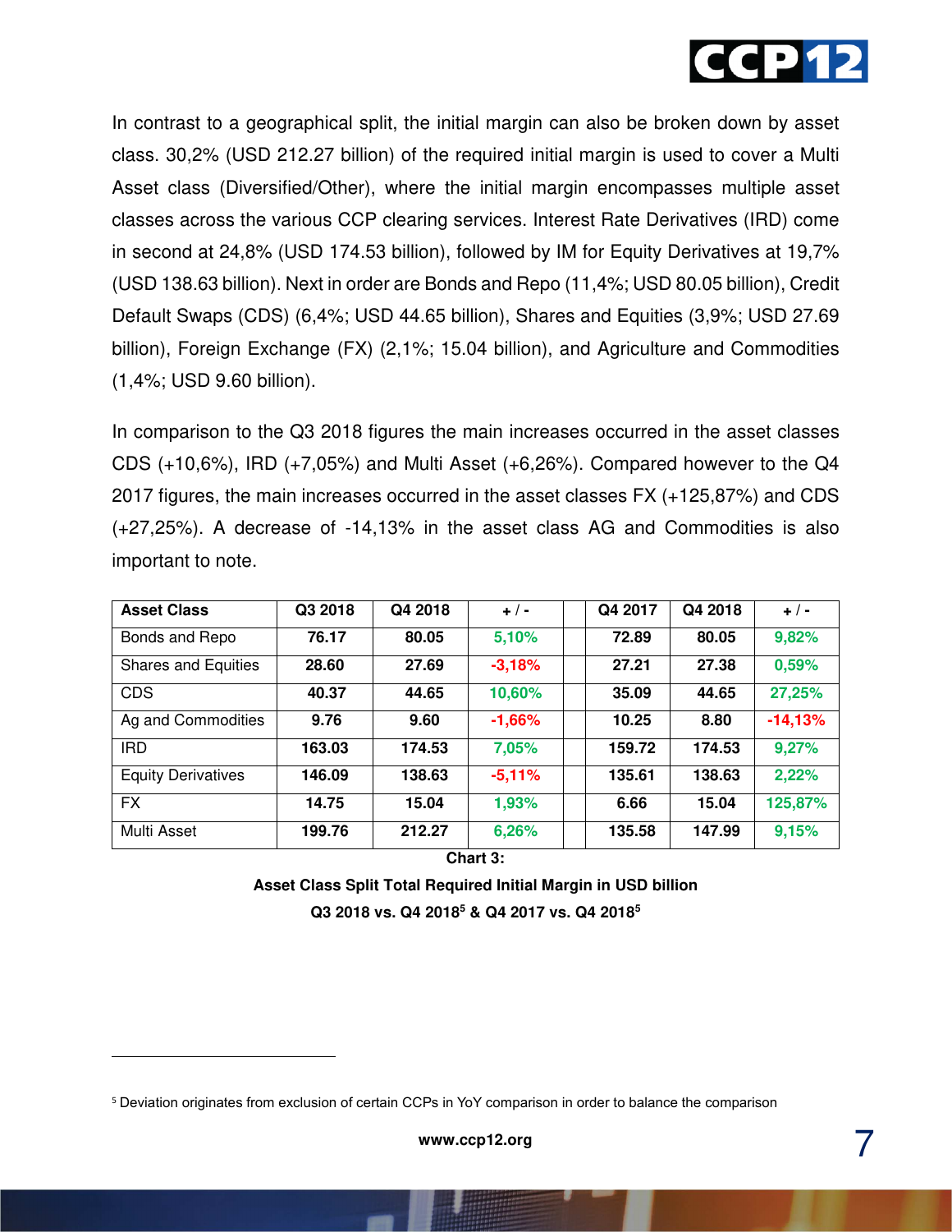In contrast to a geographical split, the initial margin can also be broken down by asset class. 30,2% (USD 212.27 billion) of the required initial margin is used to cover a Multi Asset class (Diversified/Other), where the initial margin encompasses multiple asset classes across the various CCP clearing services. Interest Rate Derivatives (IRD) come in second at 24,8% (USD 174.53 billion), followed by IM for Equity Derivatives at 19,7% (USD 138.63 billion). Next in order are Bonds and Repo (11,4%; USD 80.05 billion), Credit Default Swaps (CDS) (6,4%; USD 44.65 billion), Shares and Equities (3,9%; USD 27.69 billion), Foreign Exchange (FX) (2,1%; 15.04 billion), and Agriculture and Commodities (1,4%; USD 9.60 billion).

In comparison to the Q3 2018 figures the main increases occurred in the asset classes CDS (+10,6%), IRD (+7,05%) and Multi Asset (+6,26%). Compared however to the Q4 2017 figures, the main increases occurred in the asset classes FX (+125,87%) and CDS (+27,25%). A decrease of -14,13% in the asset class AG and Commodities is also important to note.

| Asset Class | Q3 2018 | Q4 2018 | + / - | | Q4 2017 | Q4 2018 | + / - |
|---|---|---|---|---|---|---|---|
| Bonds and Repo | 76.17 | 80.05 | 5,10% | | 72.89 | 80.05 | 9,82% |
| Shares and Equities | 28.60 | 27.69 | -3,18% | | 27.21 | 27.38 | 0,59% |
| CDS | 40.37 | 44.65 | 10,60% | | 35.09 | 44.65 | 27,25% |
| Ag and Commodities | 9.76 | 9.60 | -1,66% | | 10.25 | 8.80 | -14,13% |
| IRD | 163.03 | 174.53 | 7,05% | | 159.72 | 174.53 | 9,27% |
| Equity Derivatives | 146.09 | 138.63 | -5,11% | | 135.61 | 138.63 | 2,22% |
| FX | 14.75 | 15.04 | 1,93% | | 6.66 | 15.04 | 125,87% |
| Multi Asset | 199.76 | 212.27 | 6,26% | | 135.58 | 147.99 | 9,15% |

**Chart 3:**

**Asset Class Split Total Required Initial Margin in USD billion**

**Q3 2018 vs. Q4 2018[5] & Q4 2017 vs. Q4 2018[5]**

[5] Deviation originates from exclusion of certain CCPs in YoY comparison in order to balance the comparison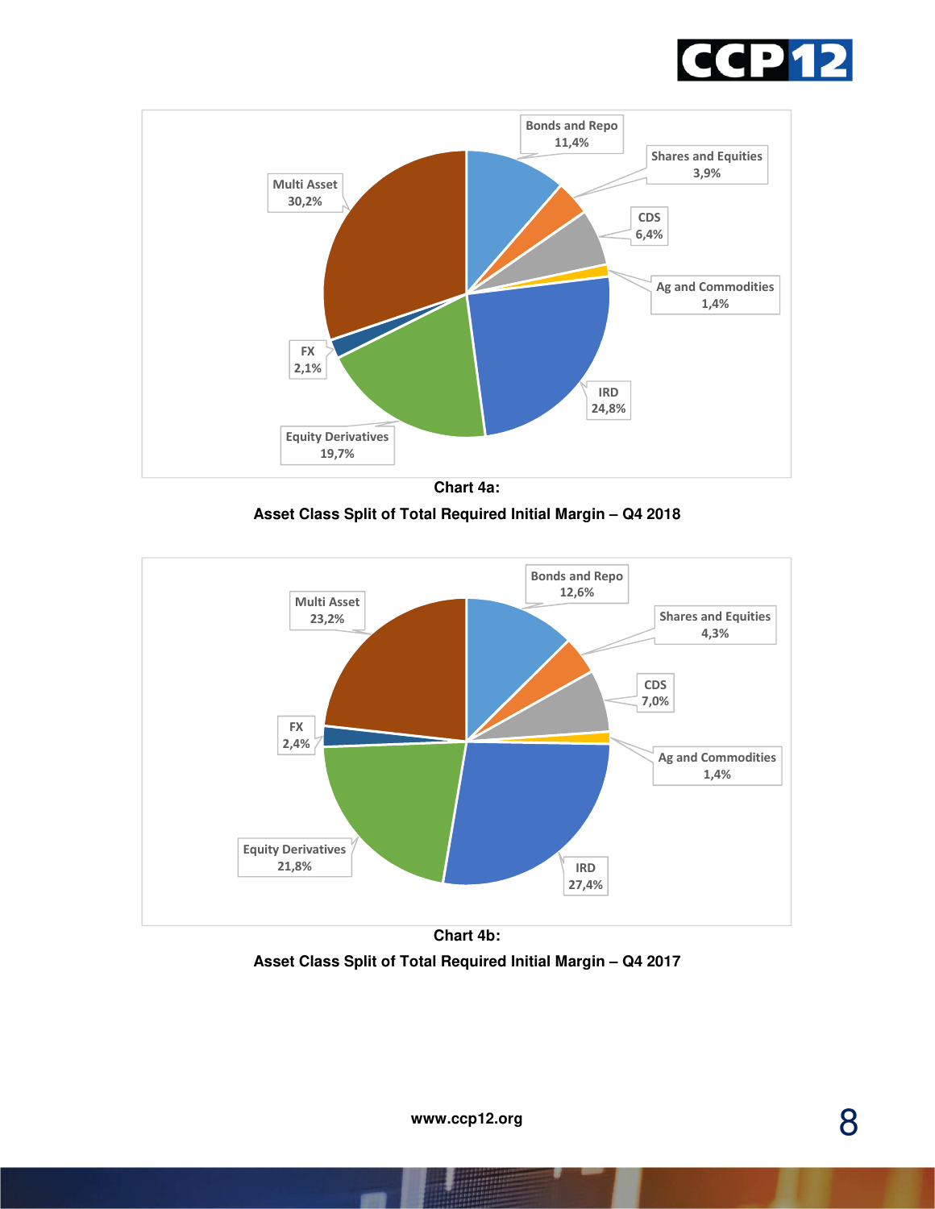| Asset Class | Share |
|---|---|
| Bonds and Repo | 11,4% |
| Shares and Equities | 3,9% |
| CDS | 6,4% |
| Ag and Commodities | 1,4% |
| IRD | 24,8% |
| Equity Derivatives | 19,7% |
| FX | 2,1% |
| Multi Asset | 30,2% |

**Chart 4a:**

**Asset Class Split of Total Required Initial Margin – Q4 2018**

| Asset Class | Share |
|---|---|
| Bonds and Repo | 12,6% |
| Shares and Equities | 4,3% |
| CDS | 7,0% |
| Ag and Commodities | 1,4% |
| IRD | 27,4% |
| Equity Derivatives | 21,8% |
| FX | 2,4% |
| Multi Asset | 23,2% |

**Chart 4b:**

**Asset Class Split of Total Required Initial Margin – Q4 2017**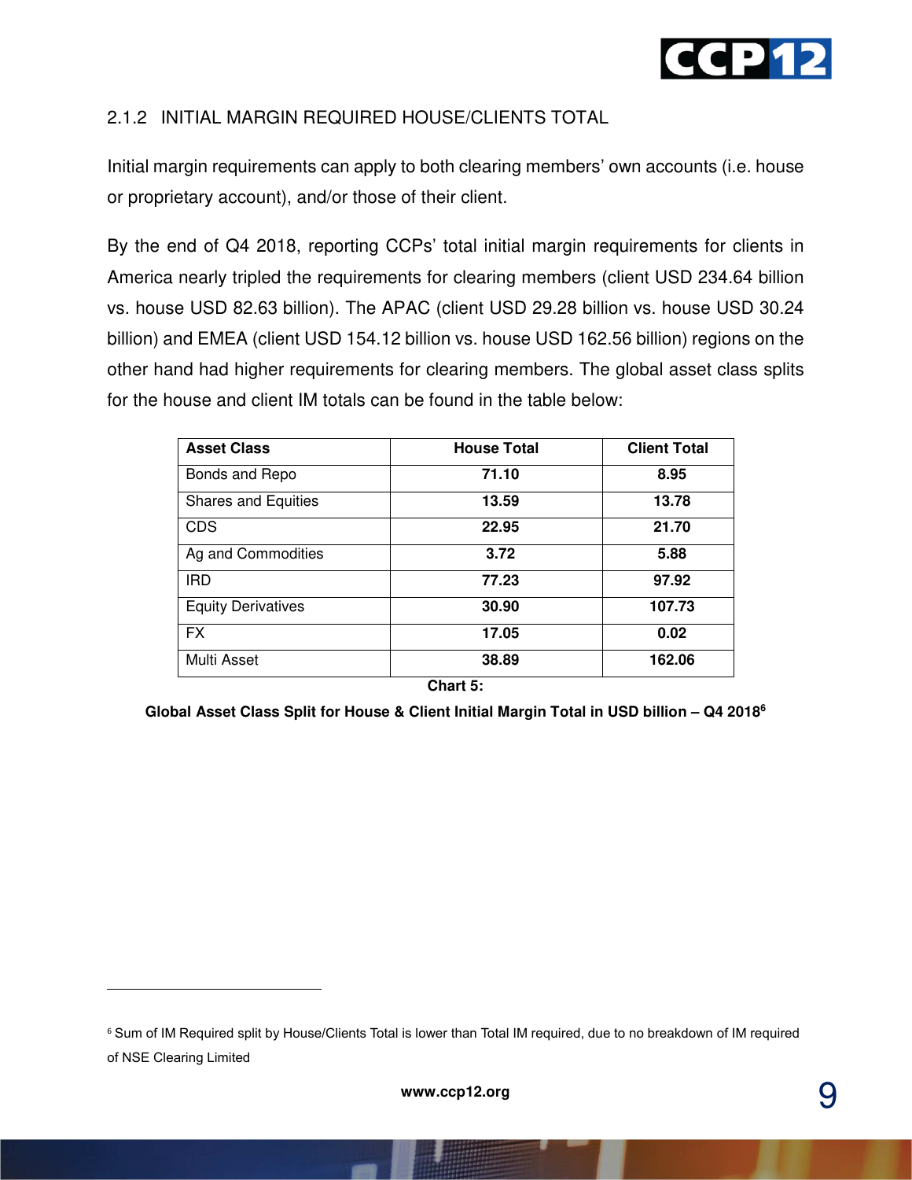### 2.1.2 INITIAL MARGIN REQUIRED HOUSE/CLIENTS TOTAL

Initial margin requirements can apply to both clearing members' own accounts (i.e. house or proprietary account), and/or those of their client.

By the end of Q4 2018, reporting CCPs' total initial margin requirements for clients in America nearly tripled the requirements for clearing members (client USD 234.64 billion vs. house USD 82.63 billion). The APAC (client USD 29.28 billion vs. house USD 30.24 billion) and EMEA (client USD 154.12 billion vs. house USD 162.56 billion) regions on the other hand had higher requirements for clearing members. The global asset class splits for the house and client IM totals can be found in the table below:

| Asset Class | House Total | Client Total |
|---|---|---|
| Bonds and Repo | **71.10** | **8.95** |
| Shares and Equities | **13.59** | **13.78** |
| CDS | **22.95** | **21.70** |
| Ag and Commodities | **3.72** | **5.88** |
| IRD | **77.23** | **97.92** |
| Equity Derivatives | **30.90** | **107.73** |
| FX | **17.05** | **0.02** |
| Multi Asset | **38.89** | **162.06** |

**Chart 5:**

**Global Asset Class Split for House & Client Initial Margin Total in USD billion – Q4 2018[6]**

[6] Sum of IM Required split by House/Clients Total is lower than Total IM required, due to no breakdown of IM required of NSE Clearing Limited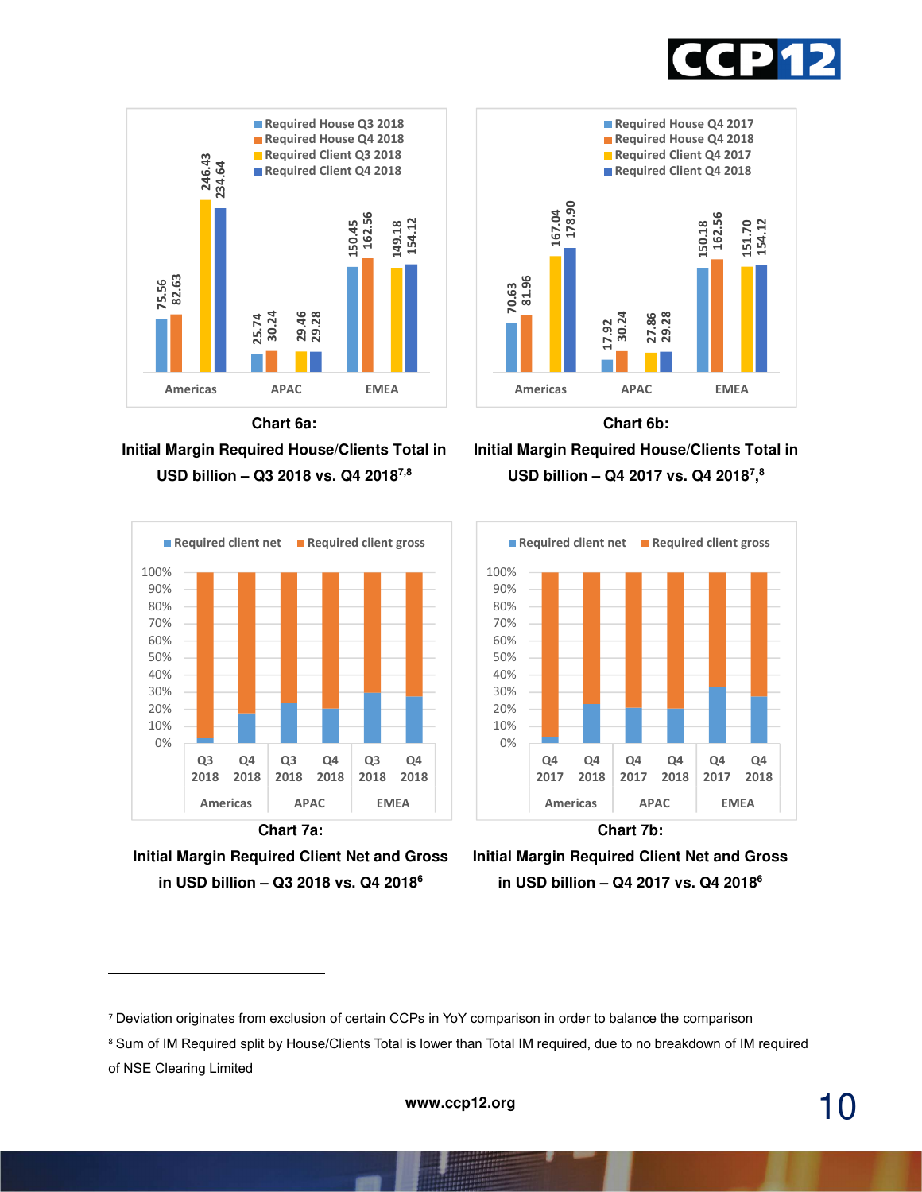| | Required House Q3 2018 | Required House Q4 2018 | Required Client Q3 2018 | Required Client Q4 2018 |
|---|---|---|---|---|
| Americas | 75.56 | 82.63 | 246.43 | 234.64 |
| APAC | 25.74 | 30.24 | 29.46 | 29.28 |
| EMEA | 150.45 | 162.56 | 149.18 | 154.12 |

**Chart 6a:**

**Initial Margin Required House/Clients Total in USD billion – Q3 2018 vs. Q4 2018[7,8]**

| | Required House Q4 2017 | Required House Q4 2018 | Required Client Q4 2017 | Required Client Q4 2018 |
|---|---|---|---|---|
| Americas | 70.63 | 81.96 | 167.04 | 178.90 |
| APAC | 17.92 | 30.24 | 27.86 | 29.28 |
| EMEA | 150.18 | 162.56 | 151.70 | 154.12 |

**Chart 6b:**

**Initial Margin Required House/Clients Total in USD billion – Q4 2017 vs. Q4 2018[7,8]**

**Chart 7a:**

**Initial Margin Required Client Net and Gross in USD billion – Q3 2018 vs. Q4 2018[6]**

**Chart 7b:**

**Initial Margin Required Client Net and Gross in USD billion – Q4 2017 vs. Q4 2018[6]**

---

[7] Deviation originates from exclusion of certain CCPs in YoY comparison in order to balance the comparison

[8] Sum of IM Required split by House/Clients Total is lower than Total IM required, due to no breakdown of IM required of NSE Clearing Limited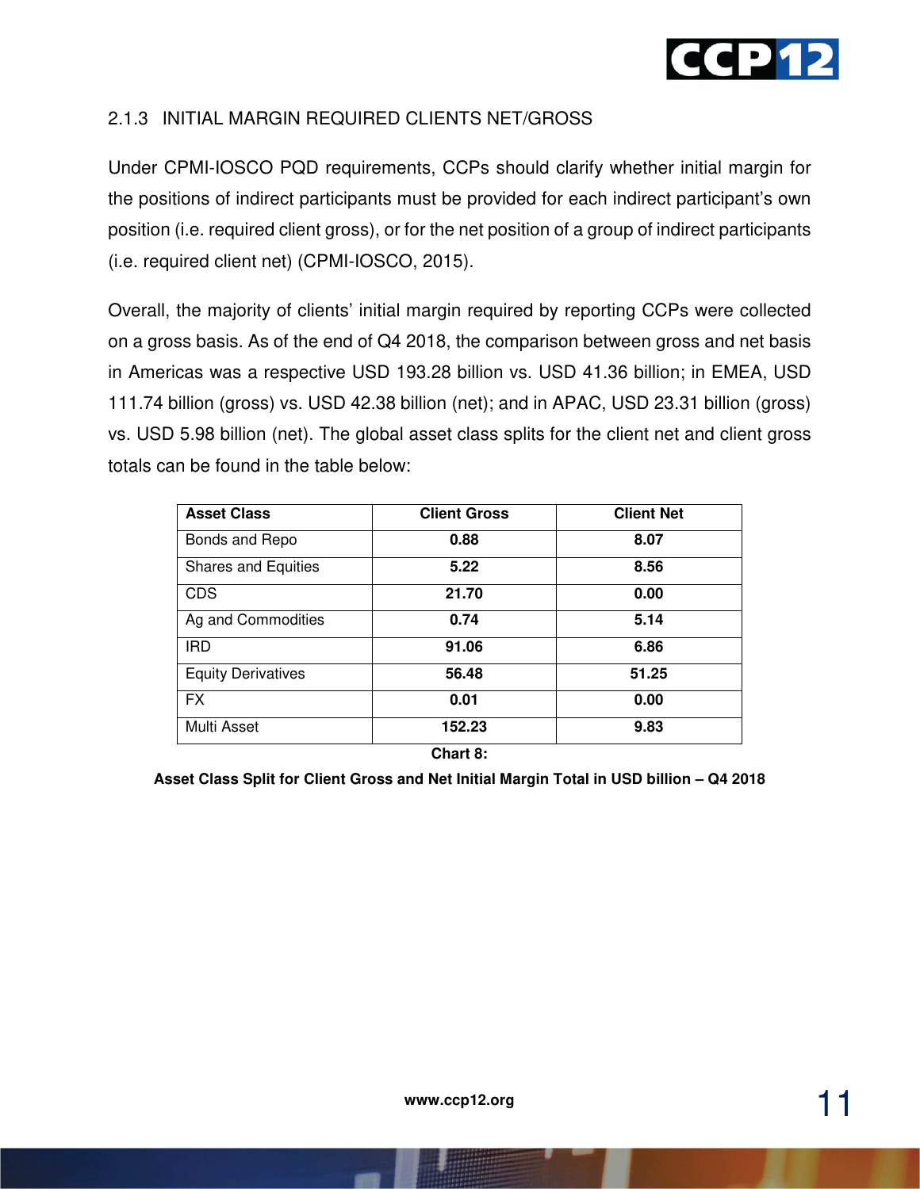### 2.1.3 INITIAL MARGIN REQUIRED CLIENTS NET/GROSS

Under CPMI-IOSCO PQD requirements, CCPs should clarify whether initial margin for the positions of indirect participants must be provided for each indirect participant's own position (i.e. required client gross), or for the net position of a group of indirect participants (i.e. required client net) (CPMI-IOSCO, 2015).

Overall, the majority of clients' initial margin required by reporting CCPs were collected on a gross basis. As of the end of Q4 2018, the comparison between gross and net basis in Americas was a respective USD 193.28 billion vs. USD 41.36 billion; in EMEA, USD 111.74 billion (gross) vs. USD 42.38 billion (net); and in APAC, USD 23.31 billion (gross) vs. USD 5.98 billion (net). The global asset class splits for the client net and client gross totals can be found in the table below:

| Asset Class | Client Gross | Client Net |
|---|---|---|
| Bonds and Repo | **0.88** | **8.07** |
| Shares and Equities | **5.22** | **8.56** |
| CDS | **21.70** | **0.00** |
| Ag and Commodities | **0.74** | **5.14** |
| IRD | **91.06** | **6.86** |
| Equity Derivatives | **56.48** | **51.25** |
| FX | **0.01** | **0.00** |
| Multi Asset | **152.23** | **9.83** |

**Chart 8:**

**Asset Class Split for Client Gross and Net Initial Margin Total in USD billion – Q4 2018**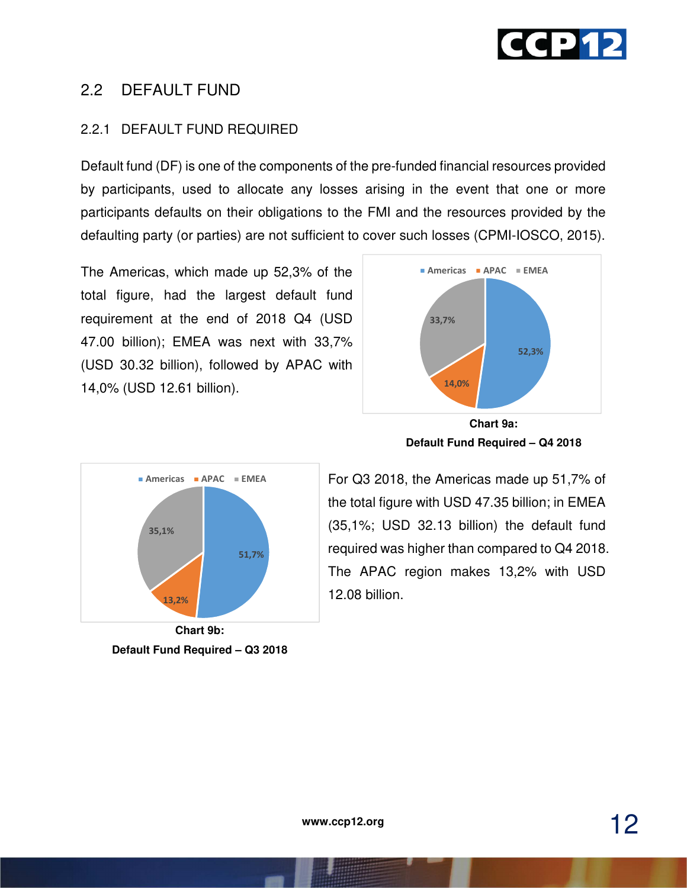## 2.2 DEFAULT FUND

### 2.2.1 DEFAULT FUND REQUIRED

Default fund (DF) is one of the components of the pre-funded financial resources provided by participants, used to allocate any losses arising in the event that one or more participants defaults on their obligations to the FMI and the resources provided by the defaulting party (or parties) are not sufficient to cover such losses (CPMI-IOSCO, 2015).

The Americas, which made up 52,3% of the total figure, had the largest default fund requirement at the end of 2018 Q4 (USD 47.00 billion); EMEA was next with 33,7% (USD 30.32 billion), followed by APAC with 14,0% (USD 12.61 billion).

**Chart 9a: Default Fund Required – Q4 2018**

For Q3 2018, the Americas made up 51,7% of the total figure with USD 47.35 billion; in EMEA (35,1%; USD 32.13 billion) the default fund required was higher than compared to Q4 2018. The APAC region makes 13,2% with USD 12.08 billion.

**Chart 9b: Default Fund Required – Q3 2018**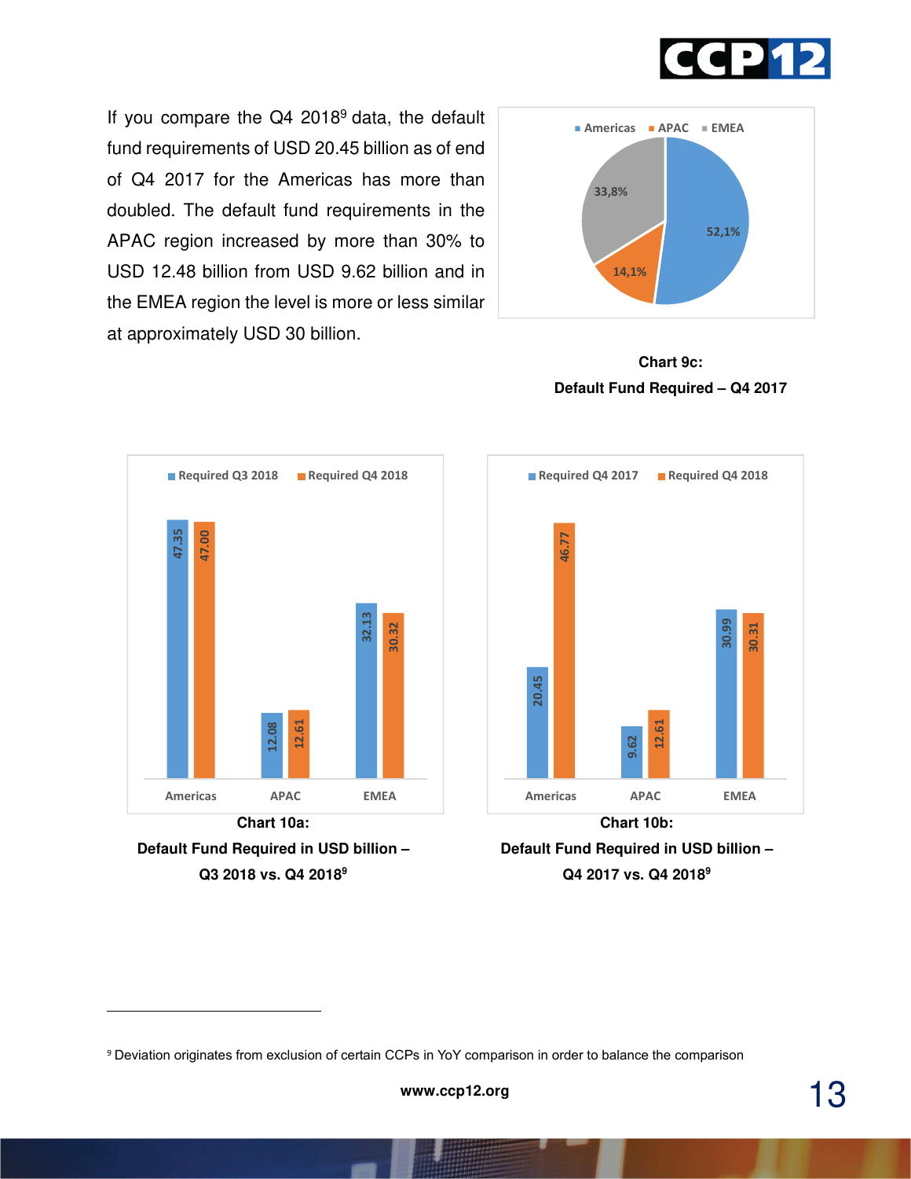If you compare the Q4 2018[9] data, the default fund requirements of USD 20.45 billion as of end of Q4 2017 for the Americas has more than doubled. The default fund requirements in the APAC region increased by more than 30% to USD 12.48 billion from USD 9.62 billion and in the EMEA region the level is more or less similar at approximately USD 30 billion.

| Region | Share |
|---|---|
| Americas | 52,1% |
| APAC | 14,1% |
| EMEA | 33,8% |

**Chart 9c:**
**Default Fund Required – Q4 2017**

| | Required Q3 2018 | Required Q4 2018 |
|---|---|---|
| Americas | 47.35 | 47.00 |
| APAC | 12.08 | 12.61 |
| EMEA | 32.13 | 30.32 |

**Chart 10a:**
**Default Fund Required in USD billion – Q3 2018 vs. Q4 2018[9]**

| | Required Q4 2017 | Required Q4 2018 |
|---|---|---|
| Americas | 20.45 | 46.77 |
| APAC | 9.62 | 12.61 |
| EMEA | 30.99 | 30.31 |

**Chart 10b:**
**Default Fund Required in USD billion – Q4 2017 vs. Q4 2018[9]**

[9] Deviation originates from exclusion of certain CCPs in YoY comparison in order to balance the comparison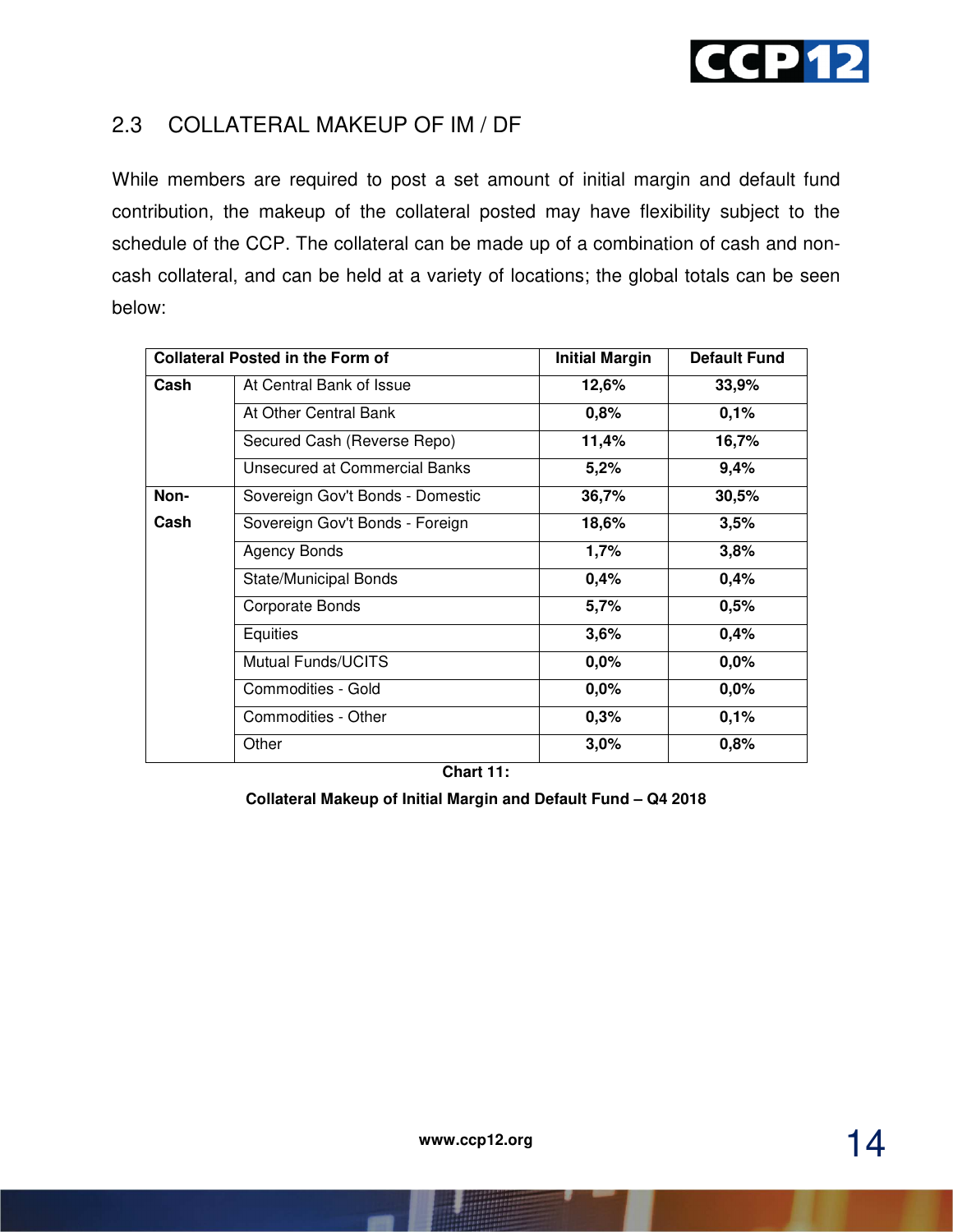## 2.3 COLLATERAL MAKEUP OF IM / DF

While members are required to post a set amount of initial margin and default fund contribution, the makeup of the collateral posted may have flexibility subject to the schedule of the CCP. The collateral can be made up of a combination of cash and non-cash collateral, and can be held at a variety of locations; the global totals can be seen below:

| Collateral Posted in the Form of | | Initial Margin | Default Fund |
|---|---|---|---|
| **Cash** | At Central Bank of Issue | **12,6%** | **33,9%** |
| | At Other Central Bank | **0,8%** | **0,1%** |
| | Secured Cash (Reverse Repo) | **11,4%** | **16,7%** |
| | Unsecured at Commercial Banks | **5,2%** | **9,4%** |
| **Non-Cash** | Sovereign Gov't Bonds - Domestic | **36,7%** | **30,5%** |
| | Sovereign Gov't Bonds - Foreign | **18,6%** | **3,5%** |
| | Agency Bonds | **1,7%** | **3,8%** |
| | State/Municipal Bonds | **0,4%** | **0,4%** |
| | Corporate Bonds | **5,7%** | **0,5%** |
| | Equities | **3,6%** | **0,4%** |
| | Mutual Funds/UCITS | **0,0%** | **0,0%** |
| | Commodities - Gold | **0,0%** | **0,0%** |
| | Commodities - Other | **0,3%** | **0,1%** |
| | Other | **3,0%** | **0,8%** |

**Chart 11:**

**Collateral Makeup of Initial Margin and Default Fund – Q4 2018**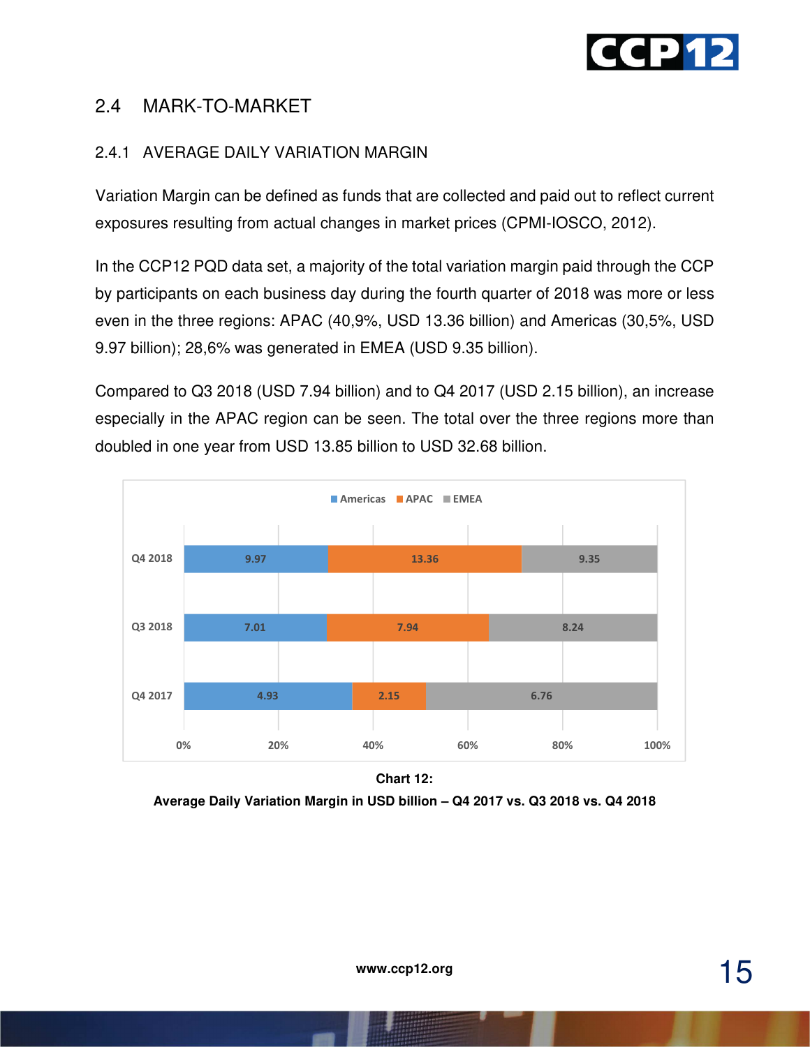## 2.4 MARK-TO-MARKET

### 2.4.1 AVERAGE DAILY VARIATION MARGIN

Variation Margin can be defined as funds that are collected and paid out to reflect current exposures resulting from actual changes in market prices (CPMI-IOSCO, 2012).

In the CCP12 PQD data set, a majority of the total variation margin paid through the CCP by participants on each business day during the fourth quarter of 2018 was more or less even in the three regions: APAC (40,9%, USD 13.36 billion) and Americas (30,5%, USD 9.97 billion); 28,6% was generated in EMEA (USD 9.35 billion).

Compared to Q3 2018 (USD 7.94 billion) and to Q4 2017 (USD 2.15 billion), an increase especially in the APAC region can be seen. The total over the three regions more than doubled in one year from USD 13.85 billion to USD 32.68 billion.

| | Americas | APAC | EMEA |
|---|---|---|---|
| Q4 2018 | 9.97 | 13.36 | 9.35 |
| Q3 2018 | 7.01 | 7.94 | 8.24 |
| Q4 2017 | 4.93 | 2.15 | 6.76 |

**Chart 12:**
**Average Daily Variation Margin in USD billion – Q4 2017 vs. Q3 2018 vs. Q4 2018**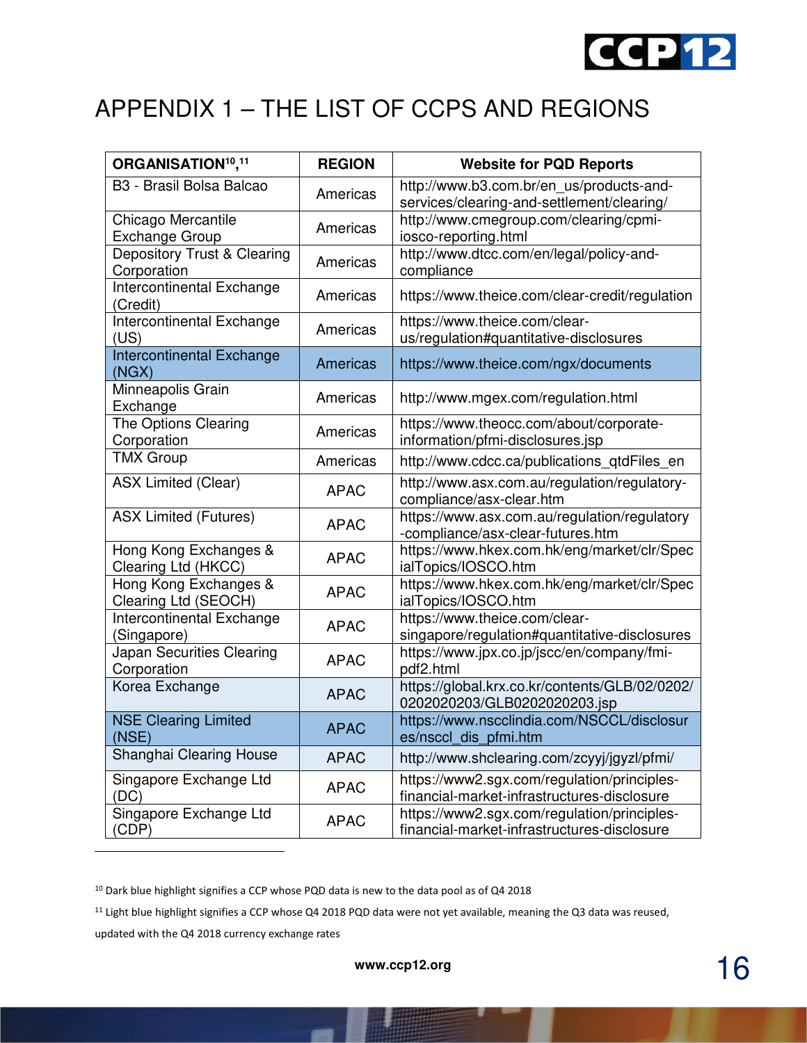# APPENDIX 1 – THE LIST OF CCPS AND REGIONS

| ORGANISATION[10,11] | REGION | Website for PQD Reports |
|---|---|---|
| B3 - Brasil Bolsa Balcao | Americas | http://www.b3.com.br/en_us/products-and-services/clearing-and-settlement/clearing/ |
| Chicago Mercantile Exchange Group | Americas | http://www.cmegroup.com/clearing/cpmi-iosco-reporting.html |
| Depository Trust & Clearing Corporation | Americas | http://www.dtcc.com/en/legal/policy-and-compliance |
| Intercontinental Exchange (Credit) | Americas | https://www.theice.com/clear-credit/regulation |
| Intercontinental Exchange (US) | Americas | https://www.theice.com/clear-us/regulation#quantitative-disclosures |
| Intercontinental Exchange (NGX) | Americas | https://www.theice.com/ngx/documents |
| Minneapolis Grain Exchange | Americas | http://www.mgex.com/regulation.html |
| The Options Clearing Corporation | Americas | https://www.theocc.com/about/corporate-information/pfmi-disclosures.jsp |
| TMX Group | Americas | http://www.cdcc.ca/publications_qtdFiles_en |
| ASX Limited (Clear) | APAC | http://www.asx.com.au/regulation/regulatory-compliance/asx-clear.htm |
| ASX Limited (Futures) | APAC | https://www.asx.com.au/regulation/regulatory-compliance/asx-clear-futures.htm |
| Hong Kong Exchanges & Clearing Ltd (HKCC) | APAC | https://www.hkex.com.hk/eng/market/clr/SpecialTopics/IOSCO.htm |
| Hong Kong Exchanges & Clearing Ltd (SEOCH) | APAC | https://www.hkex.com.hk/eng/market/clr/SpecialTopics/IOSCO.htm |
| Intercontinental Exchange (Singapore) | APAC | https://www.theice.com/clear-singapore/regulation#quantitative-disclosures |
| Japan Securities Clearing Corporation | APAC | https://www.jpx.co.jp/jscc/en/company/fmi-pdf2.html |
| Korea Exchange | APAC | https://global.krx.co.kr/contents/GLB/02/0202/0202020203/GLB0202020203.jsp |
| NSE Clearing Limited (NSE) | APAC | https://www.nscclindia.com/NSCCL/disclosures/nsccl_dis_pfmi.htm |
| Shanghai Clearing House | APAC | http://www.shclearing.com/zcyyj/jgyzl/pfmi/ |
| Singapore Exchange Ltd (DC) | APAC | https://www2.sgx.com/regulation/principles-financial-market-infrastructures-disclosure |
| Singapore Exchange Ltd (CDP) | APAC | https://www2.sgx.com/regulation/principles-financial-market-infrastructures-disclosure |

[10] Dark blue highlight signifies a CCP whose PQD data is new to the data pool as of Q4 2018

[11] Light blue highlight signifies a CCP whose Q4 2018 PQD data were not yet available, meaning the Q3 data was reused, updated with the Q4 2018 currency exchange rates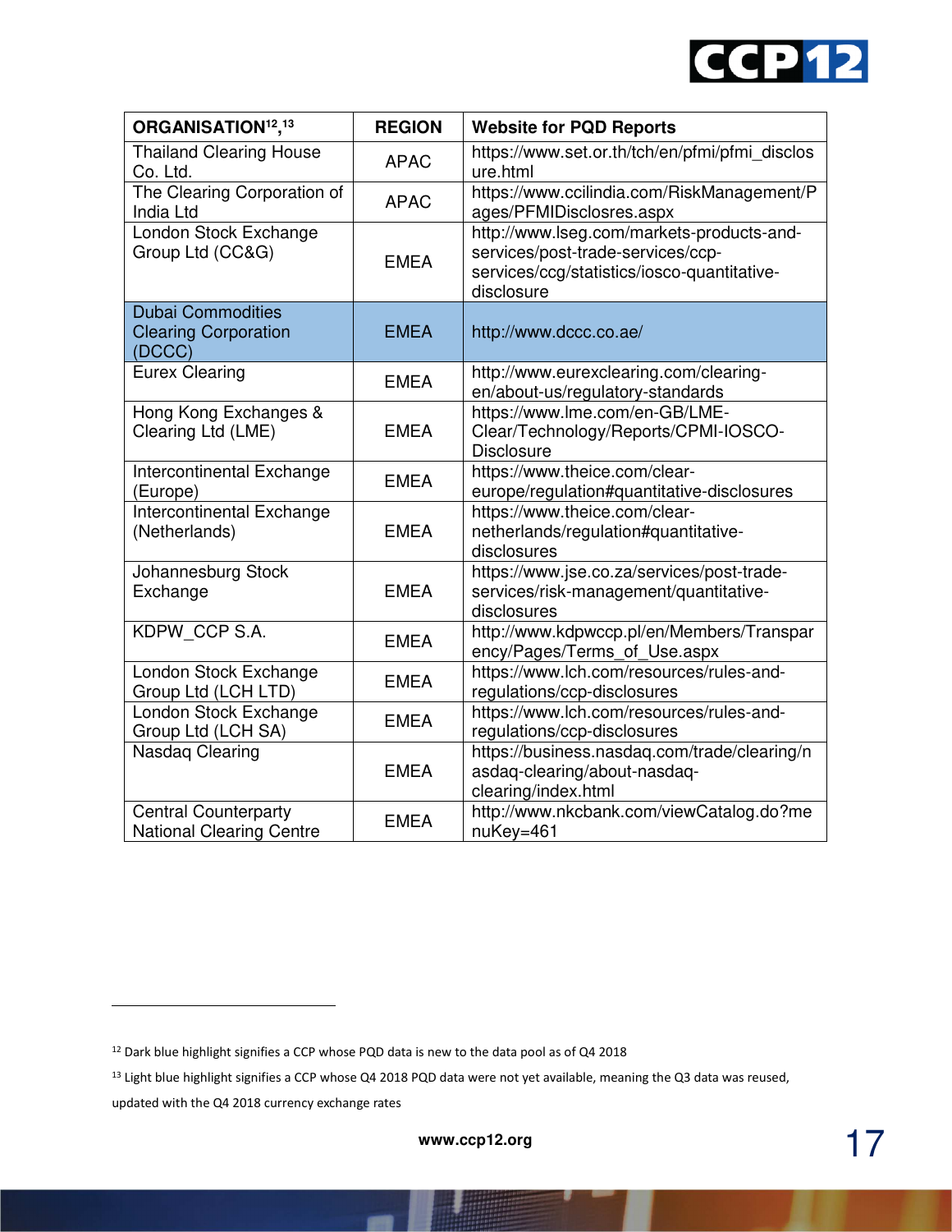| ORGANISATION[12,13] | REGION | Website for PQD Reports |
|---|---|---|
| Thailand Clearing House Co. Ltd. | APAC | https://www.set.or.th/tch/en/pfmi/pfmi_disclosure.html |
| The Clearing Corporation of India Ltd | APAC | https://www.ccilindia.com/RiskManagement/Pages/PFMIDisclosres.aspx |
| London Stock Exchange Group Ltd (CC&G) | EMEA | http://www.lseg.com/markets-products-and-services/post-trade-services/ccp-services/ccg/statistics/iosco-quantitative-disclosure |
| Dubai Commodities Clearing Corporation (DCCC) | EMEA | http://www.dccc.co.ae/ |
| Eurex Clearing | EMEA | http://www.eurexclearing.com/clearing-en/about-us/regulatory-standards |
| Hong Kong Exchanges & Clearing Ltd (LME) | EMEA | https://www.lme.com/en-GB/LME-Clear/Technology/Reports/CPMI-IOSCO-Disclosure |
| Intercontinental Exchange (Europe) | EMEA | https://www.theice.com/clear-europe/regulation#quantitative-disclosures |
| Intercontinental Exchange (Netherlands) | EMEA | https://www.theice.com/clear-netherlands/regulation#quantitative-disclosures |
| Johannesburg Stock Exchange | EMEA | https://www.jse.co.za/services/post-trade-services/risk-management/quantitative-disclosures |
| KDPW_CCP S.A. | EMEA | http://www.kdpwccp.pl/en/Members/Transparency/Pages/Terms_of_Use.aspx |
| London Stock Exchange Group Ltd (LCH LTD) | EMEA | https://www.lch.com/resources/rules-and-regulations/ccp-disclosures |
| London Stock Exchange Group Ltd (LCH SA) | EMEA | https://www.lch.com/resources/rules-and-regulations/ccp-disclosures |
| Nasdaq Clearing | EMEA | https://business.nasdaq.com/trade/clearing/nasdaq-clearing/about-nasdaq-clearing/index.html |
| Central Counterparty National Clearing Centre | EMEA | http://www.nkcbank.com/viewCatalog.do?menuKey=461 |

[12] Dark blue highlight signifies a CCP whose PQD data is new to the data pool as of Q4 2018

[13] Light blue highlight signifies a CCP whose Q4 2018 PQD data were not yet available, meaning the Q3 data was reused, updated with the Q4 2018 currency exchange rates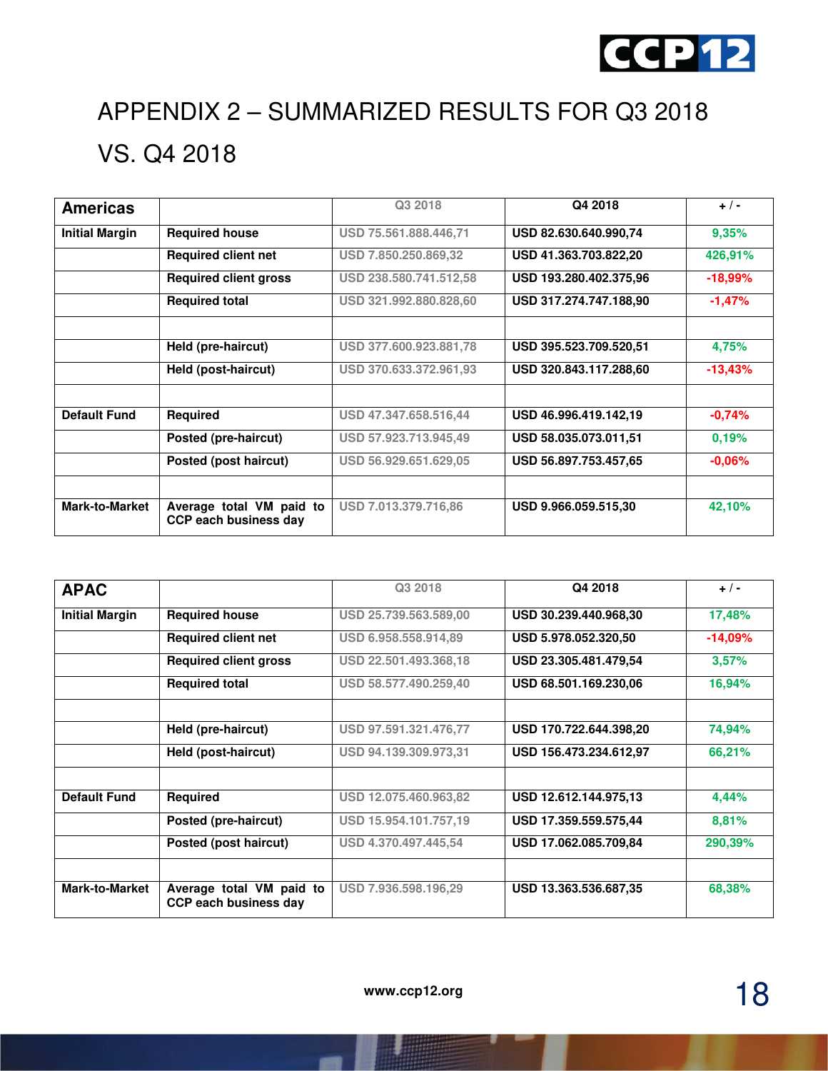# APPENDIX 2 – SUMMARIZED RESULTS FOR Q3 2018 VS. Q4 2018

| Americas | | Q3 2018 | Q4 2018 | + / - |
|---|---|---|---|---|
| Initial Margin | Required house | USD 75.561.888.446,71 | USD 82.630.640.990,74 | 9,35% |
| | Required client net | USD 7.850.250.869,32 | USD 41.363.703.822,20 | 426,91% |
| | Required client gross | USD 238.580.741.512,58 | USD 193.280.402.375,96 | -18,99% |
| | Required total | USD 321.992.880.828,60 | USD 317.274.747.188,90 | -1,47% |
| | | | | |
| | Held (pre-haircut) | USD 377.600.923.881,78 | USD 395.523.709.520,51 | 4,75% |
| | Held (post-haircut) | USD 370.633.372.961,93 | USD 320.843.117.288,60 | -13,43% |
| | | | | |
| Default Fund | Required | USD 47.347.658.516,44 | USD 46.996.419.142,19 | -0,74% |
| | Posted (pre-haircut) | USD 57.923.713.945,49 | USD 58.035.073.011,51 | 0,19% |
| | Posted (post haircut) | USD 56.929.651.629,05 | USD 56.897.753.457,65 | -0,06% |
| | | | | |
| Mark-to-Market | Average total VM paid to CCP each business day | USD 7.013.379.716,86 | USD 9.966.059.515,30 | 42,10% |

| APAC | | Q3 2018 | Q4 2018 | + / - |
|---|---|---|---|---|
| Initial Margin | Required house | USD 25.739.563.589,00 | USD 30.239.440.968,30 | 17,48% |
| | Required client net | USD 6.958.558.914,89 | USD 5.978.052.320,50 | -14,09% |
| | Required client gross | USD 22.501.493.368,18 | USD 23.305.481.479,54 | 3,57% |
| | Required total | USD 58.577.490.259,40 | USD 68.501.169.230,06 | 16,94% |
| | | | | |
| | Held (pre-haircut) | USD 97.591.321.476,77 | USD 170.722.644.398,20 | 74,94% |
| | Held (post-haircut) | USD 94.139.309.973,31 | USD 156.473.234.612,97 | 66,21% |
| | | | | |
| Default Fund | Required | USD 12.075.460.963,82 | USD 12.612.144.975,13 | 4,44% |
| | Posted (pre-haircut) | USD 15.954.101.757,19 | USD 17.359.559.575,44 | 8,81% |
| | Posted (post haircut) | USD 4.370.497.445,54 | USD 17.062.085.709,84 | 290,39% |
| | | | | |
| Mark-to-Market | Average total VM paid to CCP each business day | USD 7.936.598.196,29 | USD 13.363.536.687,35 | 68,38% |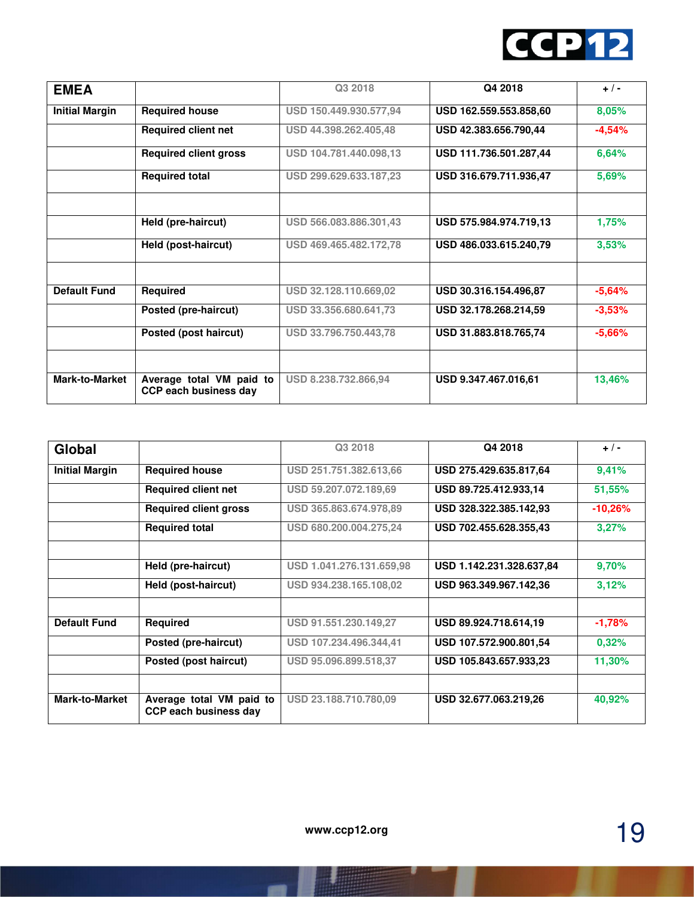| EMEA | | Q3 2018 | Q4 2018 | + / - |
|---|---|---|---|---|
| Initial Margin | Required house | USD 150.449.930.577,94 | USD 162.559.553.858,60 | 8,05% |
| | Required client net | USD 44.398.262.405,48 | USD 42.383.656.790,44 | -4,54% |
| | Required client gross | USD 104.781.440.098,13 | USD 111.736.501.287,44 | 6,64% |
| | Required total | USD 299.629.633.187,23 | USD 316.679.711.936,47 | 5,69% |
| | | | | |
| | Held (pre-haircut) | USD 566.083.886.301,43 | USD 575.984.974.719,13 | 1,75% |
| | Held (post-haircut) | USD 469.465.482.172,78 | USD 486.033.615.240,79 | 3,53% |
| | | | | |
| Default Fund | Required | USD 32.128.110.669,02 | USD 30.316.154.496,87 | -5,64% |
| | Posted (pre-haircut) | USD 33.356.680.641,73 | USD 32.178.268.214,59 | -3,53% |
| | Posted (post haircut) | USD 33.796.750.443,78 | USD 31.883.818.765,74 | -5,66% |
| | | | | |
| Mark-to-Market | Average total VM paid to CCP each business day | USD 8.238.732.866,94 | USD 9.347.467.016,61 | 13,46% |

| Global | | Q3 2018 | Q4 2018 | + / - |
|---|---|---|---|---|
| Initial Margin | Required house | USD 251.751.382.613,66 | USD 275.429.635.817,64 | 9,41% |
| | Required client net | USD 59.207.072.189,69 | USD 89.725.412.933,14 | 51,55% |
| | Required client gross | USD 365.863.674.978,89 | USD 328.322.385.142,93 | -10,26% |
| | Required total | USD 680.200.004.275,24 | USD 702.455.628.355,43 | 3,27% |
| | | | | |
| | Held (pre-haircut) | USD 1.041.276.131.659,98 | USD 1.142.231.328.637,84 | 9,70% |
| | Held (post-haircut) | USD 934.238.165.108,02 | USD 963.349.967.142,36 | 3,12% |
| | | | | |
| Default Fund | Required | USD 91.551.230.149,27 | USD 89.924.718.614,19 | -1,78% |
| | Posted (pre-haircut) | USD 107.234.496.344,41 | USD 107.572.900.801,54 | 0,32% |
| | Posted (post haircut) | USD 95.096.899.518,37 | USD 105.843.657.933,23 | 11,30% |
| | | | | |
| Mark-to-Market | Average total VM paid to CCP each business day | USD 23.188.710.780,09 | USD 32.677.063.219,26 | 40,92% |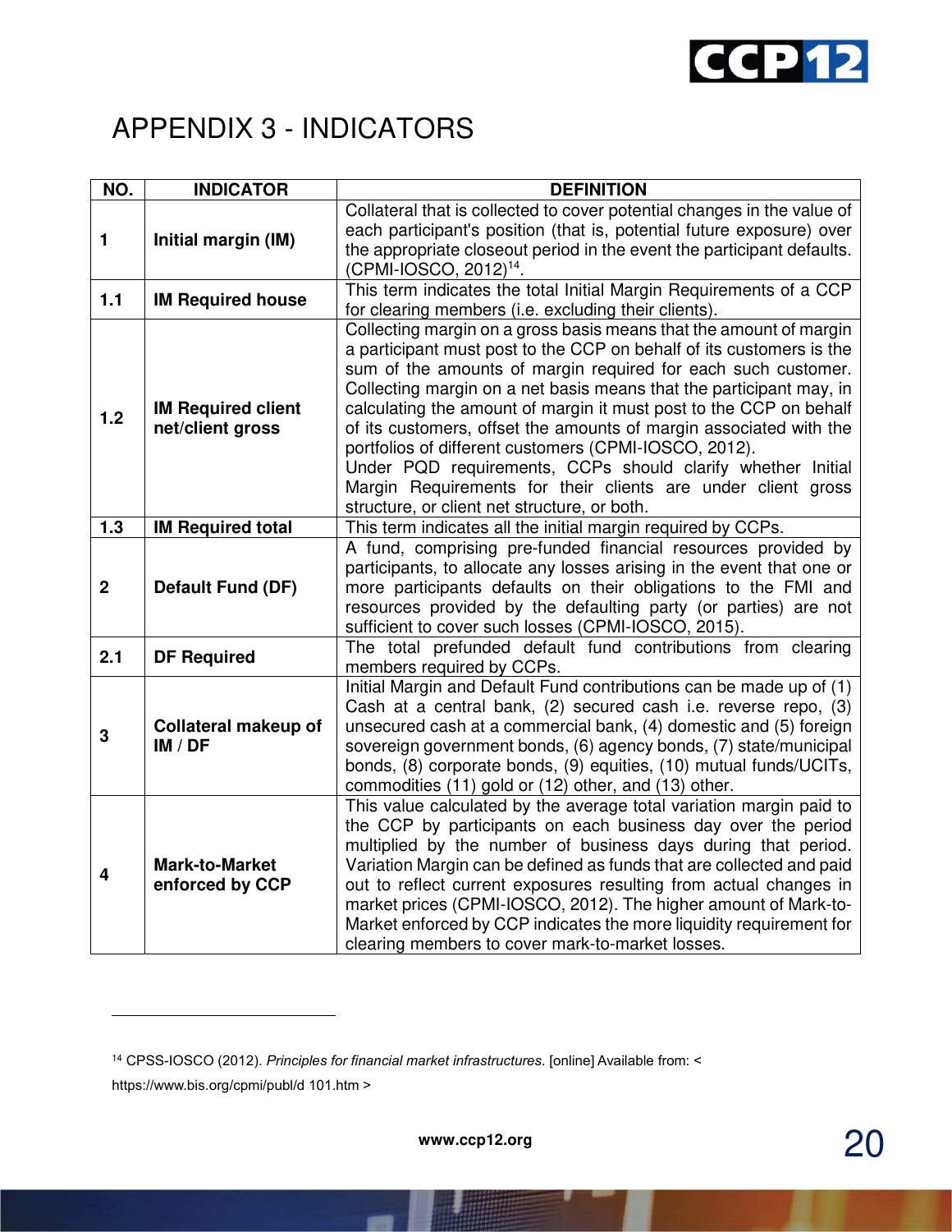# APPENDIX 3 - INDICATORS

| NO. | INDICATOR | DEFINITION |
|---|---|---|
| 1 | **Initial margin (IM)** | Collateral that is collected to cover potential changes in the value of each participant's position (that is, potential future exposure) over the appropriate closeout period in the event the participant defaults. (CPMI-IOSCO, 2012)[14]. |
| 1.1 | **IM Required house** | This term indicates the total Initial Margin Requirements of a CCP for clearing members (i.e. excluding their clients). |
| 1.2 | **IM Required client net/client gross** | Collecting margin on a gross basis means that the amount of margin a participant must post to the CCP on behalf of its customers is the sum of the amounts of margin required for each such customer. Collecting margin on a net basis means that the participant may, in calculating the amount of margin it must post to the CCP on behalf of its customers, offset the amounts of margin associated with the portfolios of different customers (CPMI-IOSCO, 2012). Under PQD requirements, CCPs should clarify whether Initial Margin Requirements for their clients are under client gross structure, or client net structure, or both. |
| 1.3 | **IM Required total** | This term indicates all the initial margin required by CCPs. |
| 2 | **Default Fund (DF)** | A fund, comprising pre-funded financial resources provided by participants, to allocate any losses arising in the event that one or more participants defaults on their obligations to the FMI and resources provided by the defaulting party (or parties) are not sufficient to cover such losses (CPMI-IOSCO, 2015). |
| 2.1 | **DF Required** | The total prefunded default fund contributions from clearing members required by CCPs. |
| 3 | **Collateral makeup of IM / DF** | Initial Margin and Default Fund contributions can be made up of (1) Cash at a central bank, (2) secured cash i.e. reverse repo, (3) unsecured cash at a commercial bank, (4) domestic and (5) foreign sovereign government bonds, (6) agency bonds, (7) state/municipal bonds, (8) corporate bonds, (9) equities, (10) mutual funds/UCITs, commodities (11) gold or (12) other, and (13) other. |
| 4 | **Mark-to-Market enforced by CCP** | This value calculated by the average total variation margin paid to the CCP by participants on each business day over the period multiplied by the number of business days during that period. Variation Margin can be defined as funds that are collected and paid out to reflect current exposures resulting from actual changes in market prices (CPMI-IOSCO, 2012). The higher amount of Mark-to-Market enforced by CCP indicates the more liquidity requirement for clearing members to cover mark-to-market losses. |

[14] CPSS-IOSCO (2012). *Principles for financial market infrastructures*. [online] Available from: < https://www.bis.org/cpmi/publ/d 101.htm >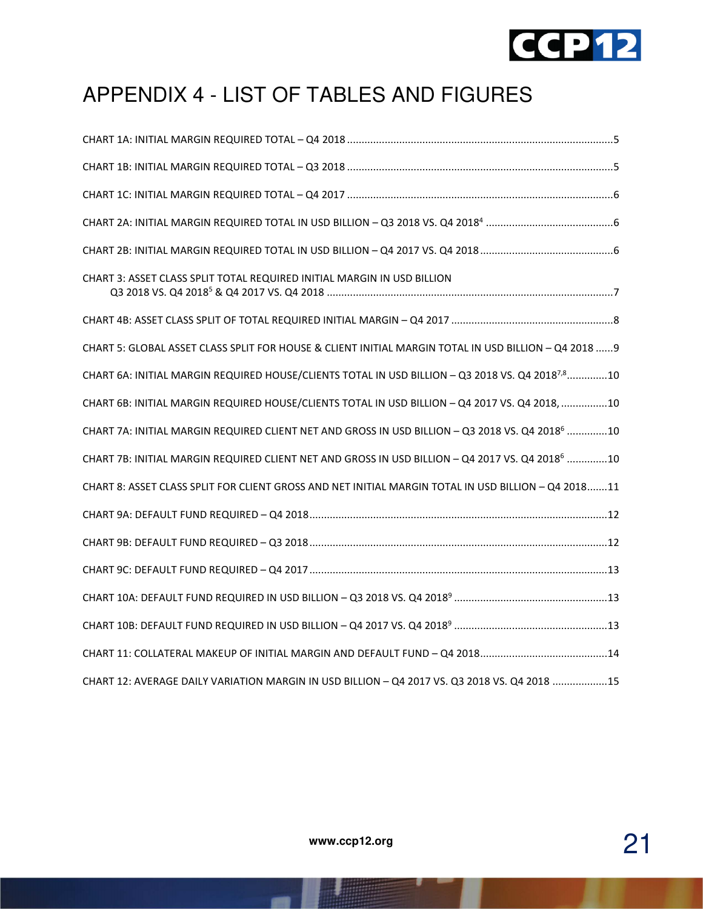# APPENDIX 4 - LIST OF TABLES AND FIGURES

CHART 1A: INITIAL MARGIN REQUIRED TOTAL – Q4 2018 ........................................................................................... 5

CHART 1B: INITIAL MARGIN REQUIRED TOTAL – Q3 2018 ........................................................................................... 5

CHART 1C: INITIAL MARGIN REQUIRED TOTAL – Q4 2017 ........................................................................................... 6

CHART 2A: INITIAL MARGIN REQUIRED TOTAL IN USD BILLION – Q3 2018 VS. Q4 2018[4] ............................................ 6

CHART 2B: INITIAL MARGIN REQUIRED TOTAL IN USD BILLION – Q4 2017 VS. Q4 2018 .............................................. 6

CHART 3: ASSET CLASS SPLIT TOTAL REQUIRED INITIAL MARGIN IN USD BILLION Q3 2018 VS. Q4 2018[5] & Q4 2017 VS. Q4 2018 .................................................................................................. 7

CHART 4B: ASSET CLASS SPLIT OF TOTAL REQUIRED INITIAL MARGIN – Q4 2017 ........................................................ 8

CHART 5: GLOBAL ASSET CLASS SPLIT FOR HOUSE & CLIENT INITIAL MARGIN TOTAL IN USD BILLION – Q4 2018 ...... 9

CHART 6A: INITIAL MARGIN REQUIRED HOUSE/CLIENTS TOTAL IN USD BILLION – Q3 2018 VS. Q4 2018[7,8] ............. 10

CHART 6B: INITIAL MARGIN REQUIRED HOUSE/CLIENTS TOTAL IN USD BILLION – Q4 2017 VS. Q4 2018, ................ 10

CHART 7A: INITIAL MARGIN REQUIRED CLIENT NET AND GROSS IN USD BILLION – Q3 2018 VS. Q4 2018[6] ............. 10

CHART 7B: INITIAL MARGIN REQUIRED CLIENT NET AND GROSS IN USD BILLION – Q4 2017 VS. Q4 2018[6] ............. 10

CHART 8: ASSET CLASS SPLIT FOR CLIENT GROSS AND NET INITIAL MARGIN TOTAL IN USD BILLION – Q4 2018 ....... 11

CHART 9A: DEFAULT FUND REQUIRED – Q4 2018 ...................................................................................................... 12

CHART 9B: DEFAULT FUND REQUIRED – Q3 2018 ...................................................................................................... 12

CHART 9C: DEFAULT FUND REQUIRED – Q4 2017 ...................................................................................................... 13

CHART 10A: DEFAULT FUND REQUIRED IN USD BILLION – Q3 2018 VS. Q4 2018[9] ..................................................... 13

CHART 10B: DEFAULT FUND REQUIRED IN USD BILLION – Q4 2017 VS. Q4 2018[9] ..................................................... 13

CHART 11: COLLATERAL MAKEUP OF INITIAL MARGIN AND DEFAULT FUND – Q4 2018 ............................................ 14

CHART 12: AVERAGE DAILY VARIATION MARGIN IN USD BILLION – Q4 2017 VS. Q3 2018 VS. Q4 2018 ................... 15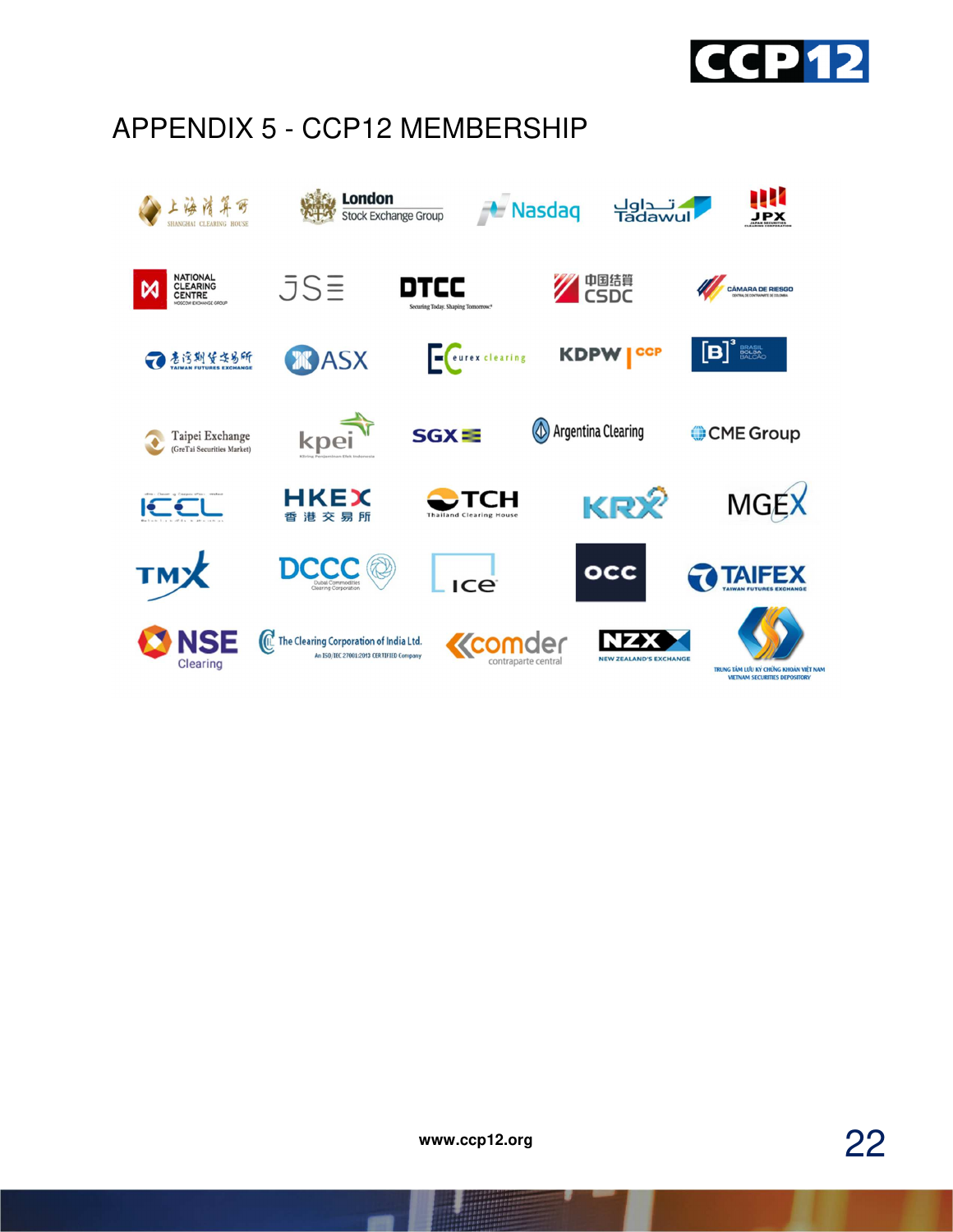# APPENDIX 5 - CCP12 MEMBERSHIP

上海清算所 SHANGHAI CLEARING HOUSE

London Stock Exchange Group

Nasdaq

تداول Tadawul

JPX JAPAN SECURITIES CLEARING CORPORATION

NATIONAL CLEARING CENTRE MOSCOW EXCHANGE GROUP

JSE

DTCC Securing Today. Shaping Tomorrow.

中国结算 CSDC

CÁMARA DE RIESGO CENTRAL DE CONTRAPARTE DE COLOMBIA

臺灣期貨交易所 TAIWAN FUTURES EXCHANGE

ASX

eurex clearing

KDPW CCP

[B]³ BRASIL BOLSA BALCÃO

Taipei Exchange (GreTai Securities Market)

kpei Kliring Penjaminan Efek Indonesia

SGX

Argentina Clearing

CME Group

ICCL

HKEX 香港交易所

TCH Thailand Clearing House

KRX

MGEX

TMX

DCCC Dubai Commodities Clearing Corporation

ice

occ

TAIFEX TAIWAN FUTURES EXCHANGE

NSE Clearing

The Clearing Corporation of India Ltd. An ISO/IEC 27001:2013 CERTIFIED Company

comder contraparte central

NZX NEW ZEALAND'S EXCHANGE

TRUNG TÂM LƯU KÝ CHỨNG KHOÁN VIỆT NAM VIETNAM SECURITIES DEPOSITORY

www.ccp12.org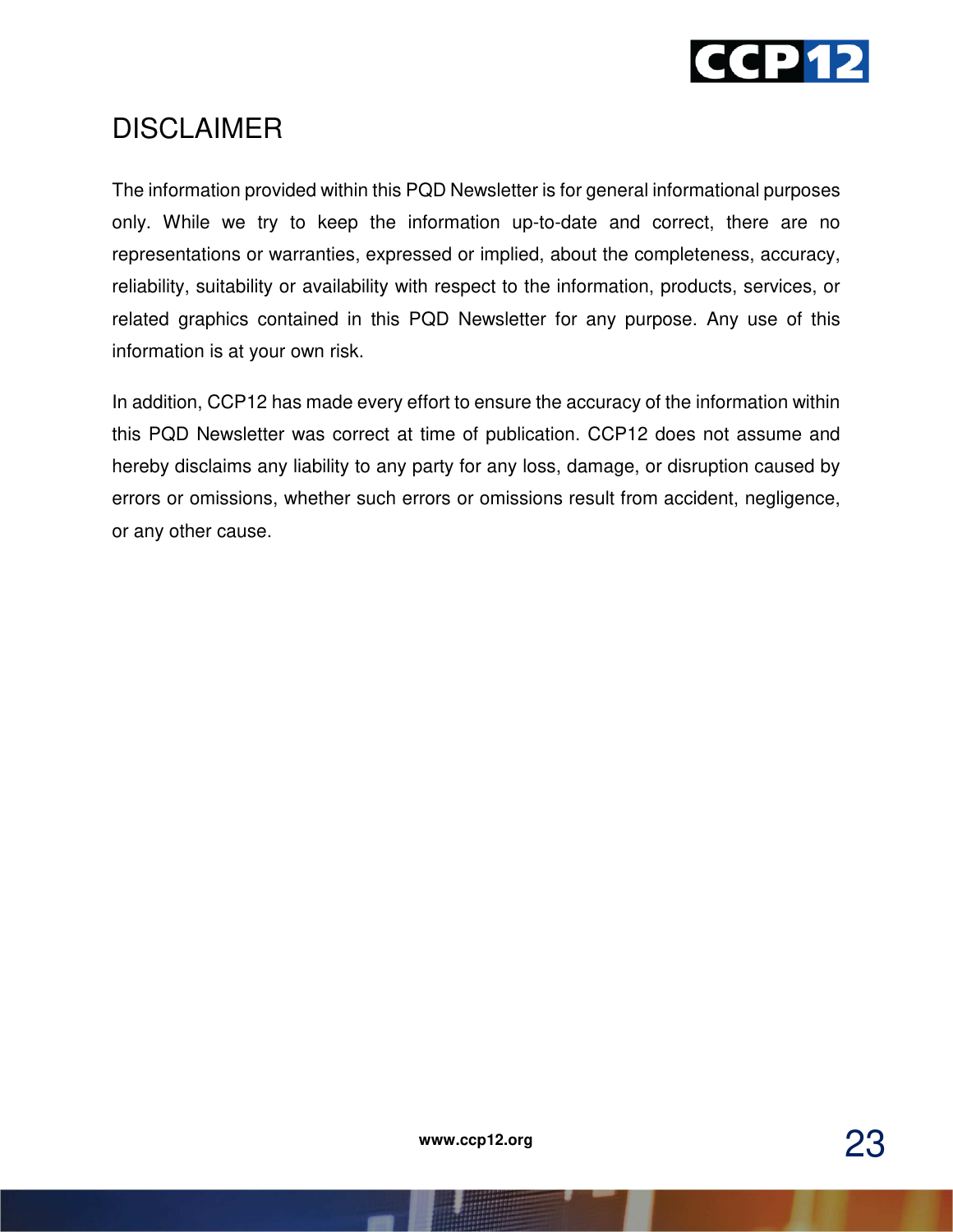# DISCLAIMER

The information provided within this PQD Newsletter is for general informational purposes only. While we try to keep the information up-to-date and correct, there are no representations or warranties, expressed or implied, about the completeness, accuracy, reliability, suitability or availability with respect to the information, products, services, or related graphics contained in this PQD Newsletter for any purpose. Any use of this information is at your own risk.

In addition, CCP12 has made every effort to ensure the accuracy of the information within this PQD Newsletter was correct at time of publication. CCP12 does not assume and hereby disclaims any liability to any party for any loss, damage, or disruption caused by errors or omissions, whether such errors or omissions result from accident, negligence, or any other cause.